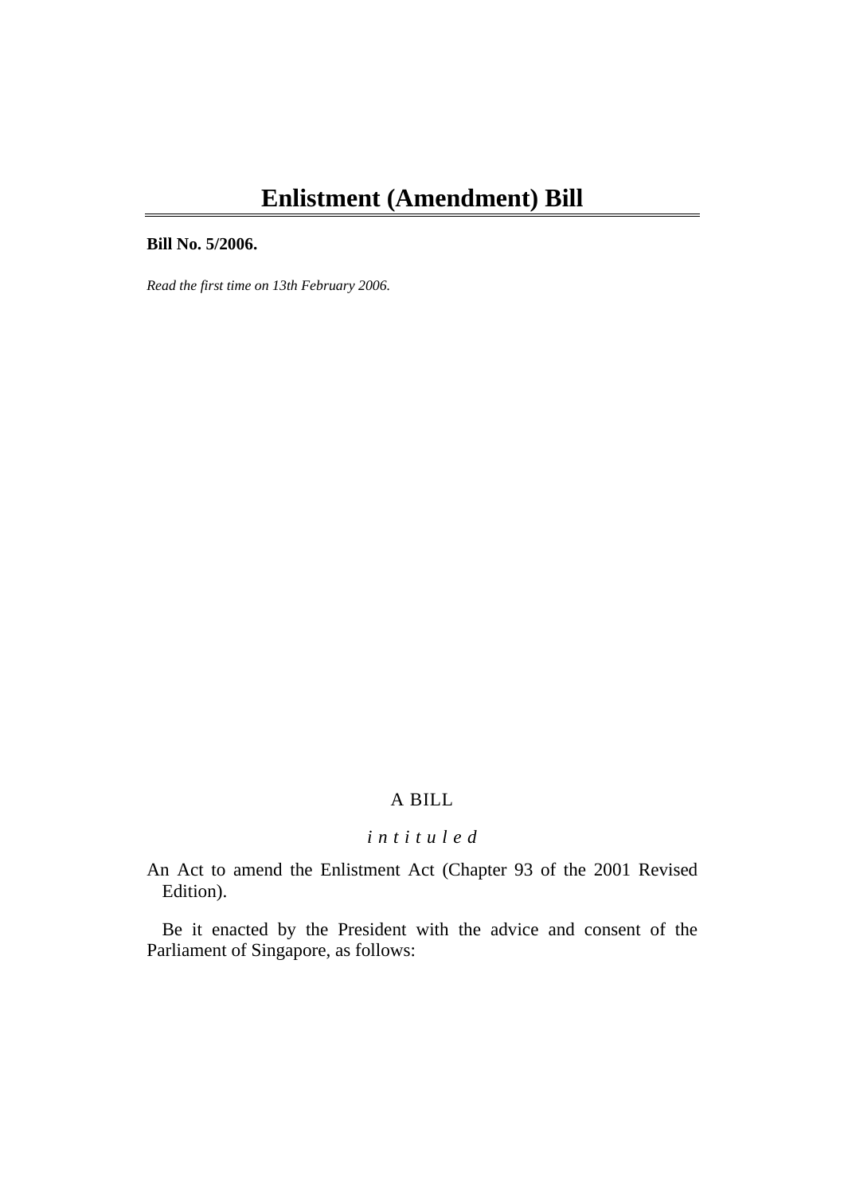# Enlistment (Amendment) Bill

**Bill No. 5/2006.**

*Read the first time on 13th February 2006.*

A BILL

*intituled*

An Act to amend the Enlistment Act (Chapter 93 of the 2001 Revised Edition).

Be it enacted by the President with the advice and consent of the Parliament of Singapore, as follows: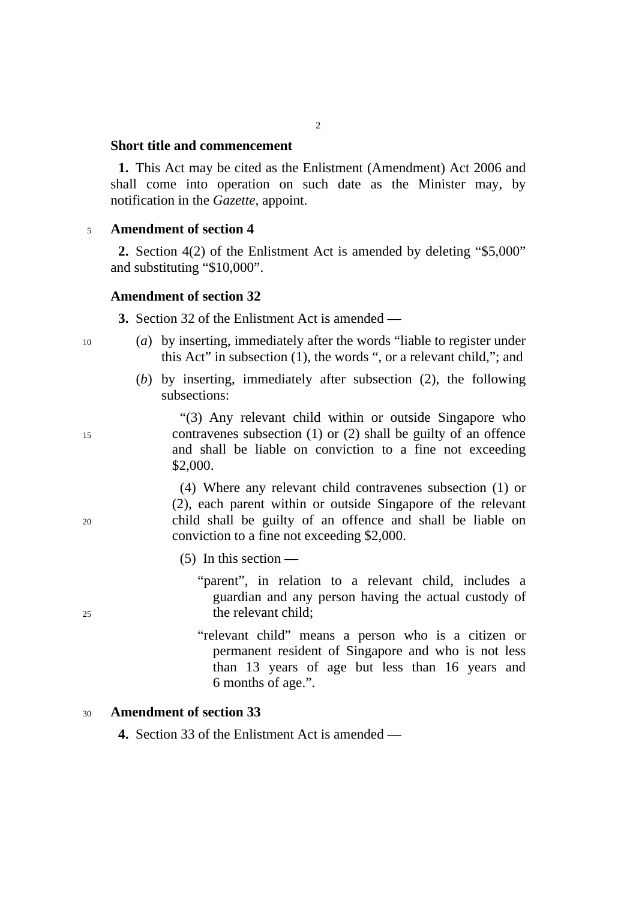**Short title and commencement**

**1.** This Act may be cited as the Enlistment (Amendment) Act 2006 and shall come into operation on such date as the Minister may, by notification in the *Gazette*, appoint.

**Amendment of section 4**

**2.** Section 4(2) of the Enlistment Act is amended by deleting "$5,000" and substituting "$10,000".

**Amendment of section 32**

**3.** Section 32 of the Enlistment Act is amended —

(*a*) by inserting, immediately after the words "liable to register under this Act" in subsection (1), the words ", or a relevant child,"; and

(*b*) by inserting, immediately after subsection (2), the following subsections:

"(3) Any relevant child within or outside Singapore who contravenes subsection (1) or (2) shall be guilty of an offence and shall be liable on conviction to a fine not exceeding $2,000.

(4) Where any relevant child contravenes subsection (1) or (2), each parent within or outside Singapore of the relevant child shall be guilty of an offence and shall be liable on conviction to a fine not exceeding $2,000.

(5) In this section —

"parent", in relation to a relevant child, includes a guardian and any person having the actual custody of the relevant child;

"relevant child" means a person who is a citizen or permanent resident of Singapore and who is not less than 13 years of age but less than 16 years and 6 months of age.".

**Amendment of section 33**

**4.** Section 33 of the Enlistment Act is amended —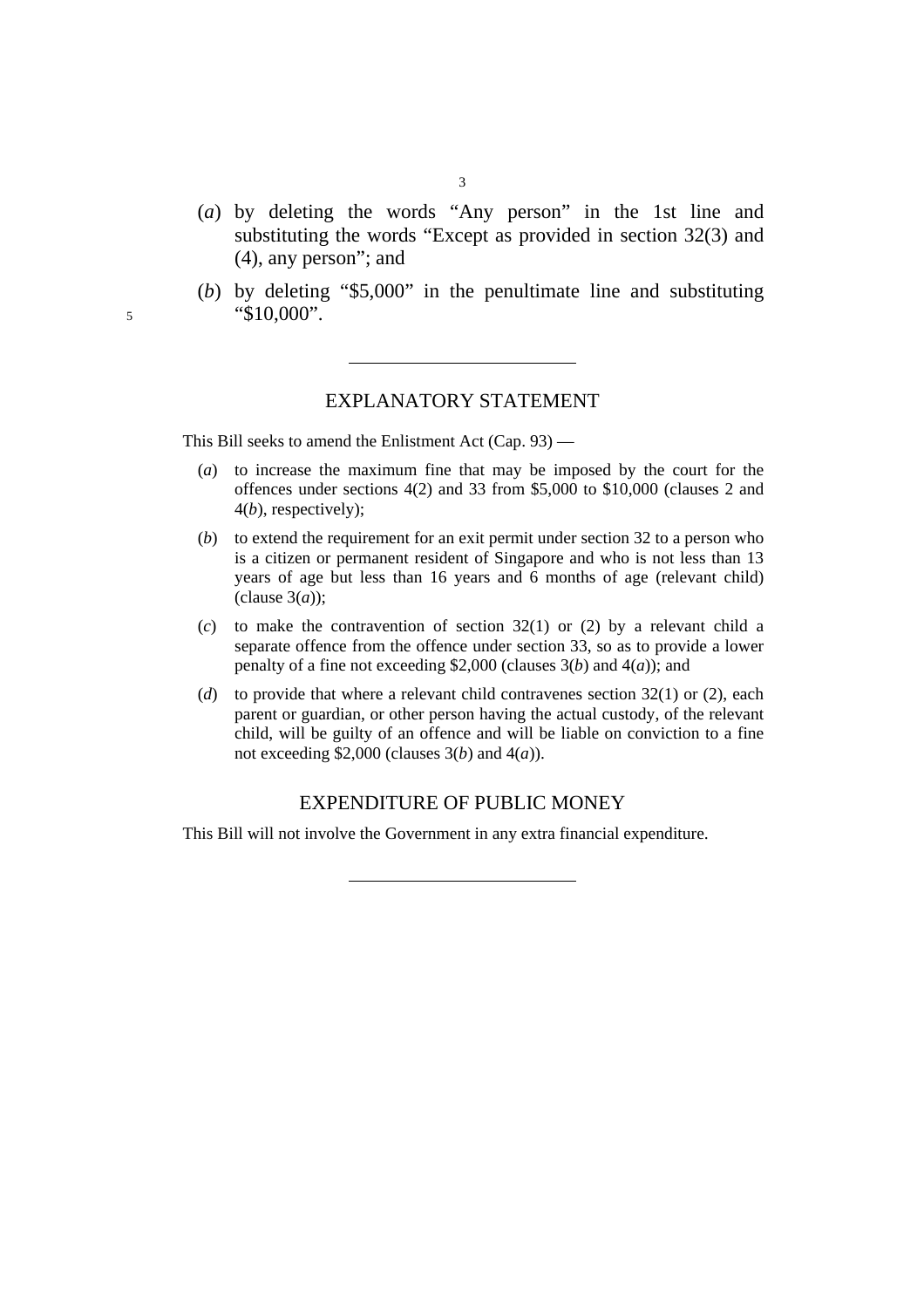(*a*) by deleting the words "Any person" in the 1st line and substituting the words "Except as provided in section 32(3) and (4), any person"; and

(*b*) by deleting "$5,000" in the penultimate line and substituting "$10,000".

---

## EXPLANATORY STATEMENT

This Bill seeks to amend the Enlistment Act (Cap. 93) —

(*a*) to increase the maximum fine that may be imposed by the court for the offences under sections 4(2) and 33 from $5,000 to $10,000 (clauses 2 and 4(*b*), respectively);

(*b*) to extend the requirement for an exit permit under section 32 to a person who is a citizen or permanent resident of Singapore and who is not less than 13 years of age but less than 16 years and 6 months of age (relevant child) (clause 3(*a*));

(*c*) to make the contravention of section 32(1) or (2) by a relevant child a separate offence from the offence under section 33, so as to provide a lower penalty of a fine not exceeding $2,000 (clauses 3(*b*) and 4(*a*)); and

(*d*) to provide that where a relevant child contravenes section 32(1) or (2), each parent or guardian, or other person having the actual custody, of the relevant child, will be guilty of an offence and will be liable on conviction to a fine not exceeding $2,000 (clauses 3(*b*) and 4(*a*)).

## EXPENDITURE OF PUBLIC MONEY

This Bill will not involve the Government in any extra financial expenditure.

---